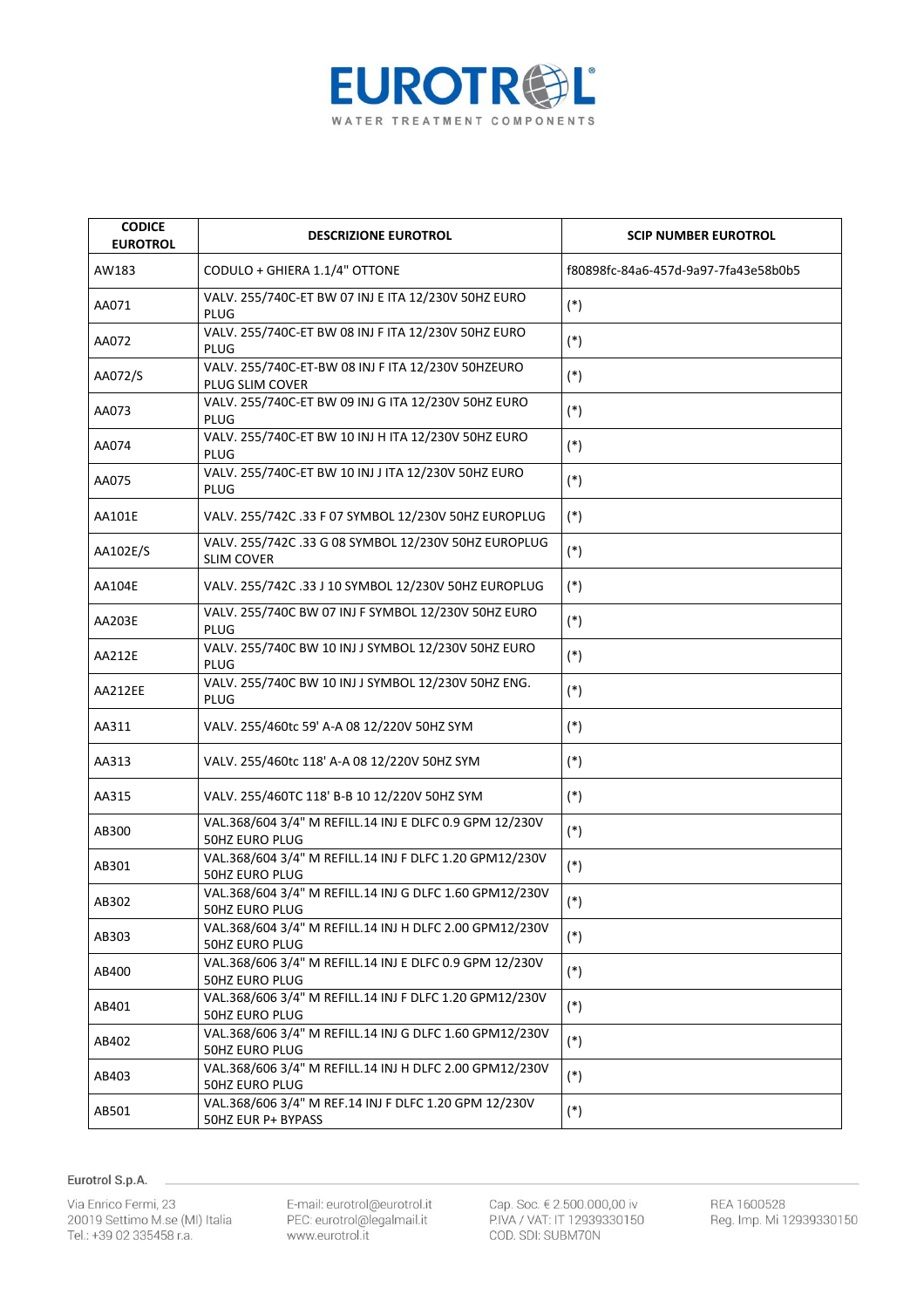| CODICE EUROTROL | DESCRIZIONE EUROTROL | SCIP NUMBER EUROTROL |
|---|---|---|
| AW183 | CODULO + GHIERA 1.1/4" OTTONE | f80898fc-84a6-457d-9a97-7fa43e58b0b5 |
| AA071 | VALV. 255/740C-ET BW 07 INJ E ITA 12/230V 50HZ EURO PLUG | (*) |
| AA072 | VALV. 255/740C-ET BW 08 INJ F ITA 12/230V 50HZ EURO PLUG | (*) |
| AA072/S | VALV. 255/740C-ET-BW 08 INJ F ITA 12/230V 50HZEURO PLUG SLIM COVER | (*) |
| AA073 | VALV. 255/740C-ET BW 09 INJ G ITA 12/230V 50HZ EURO PLUG | (*) |
| AA074 | VALV. 255/740C-ET BW 10 INJ H ITA 12/230V 50HZ EURO PLUG | (*) |
| AA075 | VALV. 255/740C-ET BW 10 INJ J ITA 12/230V 50HZ EURO PLUG | (*) |
| AA101E | VALV. 255/742C .33 F 07 SYMBOL 12/230V 50HZ EUROPLUG | (*) |
| AA102E/S | VALV. 255/742C .33 G 08 SYMBOL 12/230V 50HZ EUROPLUG SLIM COVER | (*) |
| AA104E | VALV. 255/742C .33 J 10 SYMBOL 12/230V 50HZ EUROPLUG | (*) |
| AA203E | VALV. 255/740C BW 07 INJ F SYMBOL 12/230V 50HZ EURO PLUG | (*) |
| AA212E | VALV. 255/740C BW 10 INJ J SYMBOL 12/230V 50HZ EURO PLUG | (*) |
| AA212EE | VALV. 255/740C BW 10 INJ J SYMBOL 12/230V 50HZ ENG. PLUG | (*) |
| AA311 | VALV. 255/460tc 59' A-A 08 12/220V 50HZ SYM | (*) |
| AA313 | VALV. 255/460tc 118' A-A 08 12/220V 50HZ SYM | (*) |
| AA315 | VALV. 255/460TC 118' B-B 10 12/220V 50HZ SYM | (*) |
| AB300 | VAL.368/604 3/4" M REFILL.14 INJ E DLFC 0.9 GPM 12/230V 50HZ EURO PLUG | (*) |
| AB301 | VAL.368/604 3/4" M REFILL.14 INJ F DLFC 1.20 GPM12/230V 50HZ EURO PLUG | (*) |
| AB302 | VAL.368/604 3/4" M REFILL.14 INJ G DLFC 1.60 GPM12/230V 50HZ EURO PLUG | (*) |
| AB303 | VAL.368/604 3/4" M REFILL.14 INJ H DLFC 2.00 GPM12/230V 50HZ EURO PLUG | (*) |
| AB400 | VAL.368/606 3/4" M REFILL.14 INJ E DLFC 0.9 GPM 12/230V 50HZ EURO PLUG | (*) |
| AB401 | VAL.368/606 3/4" M REFILL.14 INJ F DLFC 1.20 GPM12/230V 50HZ EURO PLUG | (*) |
| AB402 | VAL.368/606 3/4" M REFILL.14 INJ G DLFC 1.60 GPM12/230V 50HZ EURO PLUG | (*) |
| AB403 | VAL.368/606 3/4" M REFILL.14 INJ H DLFC 2.00 GPM12/230V 50HZ EURO PLUG | (*) |
| AB501 | VAL.368/606 3/4" M REF.14 INJ F DLFC 1.20 GPM 12/230V 50HZ EUR P+ BYPASS | (*) |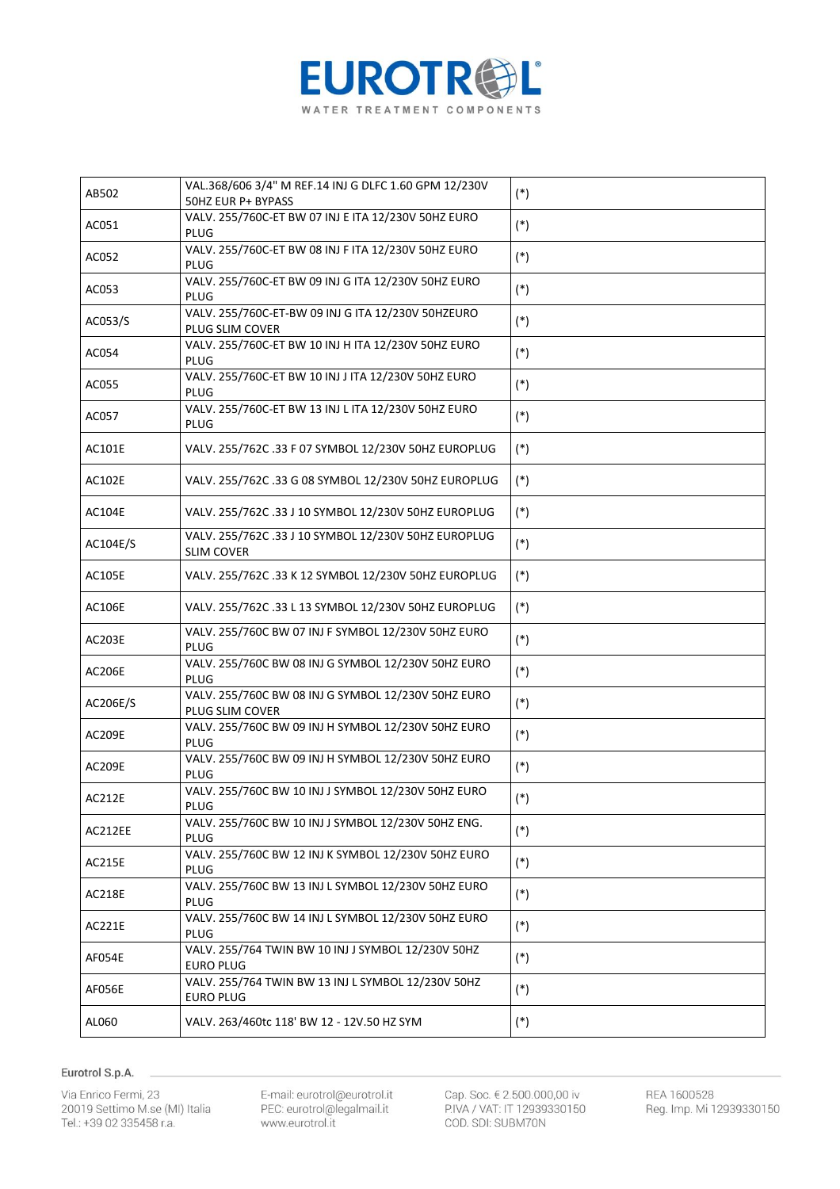| | | |
|---|---|---|
| AB502 | VAL.368/606 3/4" M REF.14 INJ G DLFC 1.60 GPM 12/230V 50HZ EUR P+ BYPASS | (*) |
| AC051 | VALV. 255/760C-ET BW 07 INJ E ITA 12/230V 50HZ EURO PLUG | (*) |
| AC052 | VALV. 255/760C-ET BW 08 INJ F ITA 12/230V 50HZ EURO PLUG | (*) |
| AC053 | VALV. 255/760C-ET BW 09 INJ G ITA 12/230V 50HZ EURO PLUG | (*) |
| AC053/S | VALV. 255/760C-ET-BW 09 INJ G ITA 12/230V 50HZEURO PLUG SLIM COVER | (*) |
| AC054 | VALV. 255/760C-ET BW 10 INJ H ITA 12/230V 50HZ EURO PLUG | (*) |
| AC055 | VALV. 255/760C-ET BW 10 INJ J ITA 12/230V 50HZ EURO PLUG | (*) |
| AC057 | VALV. 255/760C-ET BW 13 INJ L ITA 12/230V 50HZ EURO PLUG | (*) |
| AC101E | VALV. 255/762C .33 F 07 SYMBOL 12/230V 50HZ EUROPLUG | (*) |
| AC102E | VALV. 255/762C .33 G 08 SYMBOL 12/230V 50HZ EUROPLUG | (*) |
| AC104E | VALV. 255/762C .33 J 10 SYMBOL 12/230V 50HZ EUROPLUG | (*) |
| AC104E/S | VALV. 255/762C .33 J 10 SYMBOL 12/230V 50HZ EUROPLUG SLIM COVER | (*) |
| AC105E | VALV. 255/762C .33 K 12 SYMBOL 12/230V 50HZ EUROPLUG | (*) |
| AC106E | VALV. 255/762C .33 L 13 SYMBOL 12/230V 50HZ EUROPLUG | (*) |
| AC203E | VALV. 255/760C BW 07 INJ F SYMBOL 12/230V 50HZ EURO PLUG | (*) |
| AC206E | VALV. 255/760C BW 08 INJ G SYMBOL 12/230V 50HZ EURO PLUG | (*) |
| AC206E/S | VALV. 255/760C BW 08 INJ G SYMBOL 12/230V 50HZ EURO PLUG SLIM COVER | (*) |
| AC209E | VALV. 255/760C BW 09 INJ H SYMBOL 12/230V 50HZ EURO PLUG | (*) |
| AC209E | VALV. 255/760C BW 09 INJ H SYMBOL 12/230V 50HZ EURO PLUG | (*) |
| AC212E | VALV. 255/760C BW 10 INJ J SYMBOL 12/230V 50HZ EURO PLUG | (*) |
| AC212EE | VALV. 255/760C BW 10 INJ J SYMBOL 12/230V 50HZ ENG. PLUG | (*) |
| AC215E | VALV. 255/760C BW 12 INJ K SYMBOL 12/230V 50HZ EURO PLUG | (*) |
| AC218E | VALV. 255/760C BW 13 INJ L SYMBOL 12/230V 50HZ EURO PLUG | (*) |
| AC221E | VALV. 255/760C BW 14 INJ L SYMBOL 12/230V 50HZ EURO PLUG | (*) |
| AF054E | VALV. 255/764 TWIN BW 10 INJ J SYMBOL 12/230V 50HZ EURO PLUG | (*) |
| AF056E | VALV. 255/764 TWIN BW 13 INJ L SYMBOL 12/230V 50HZ EURO PLUG | (*) |
| AL060 | VALV. 263/460tc 118' BW 12 - 12V.50 HZ SYM | (*) |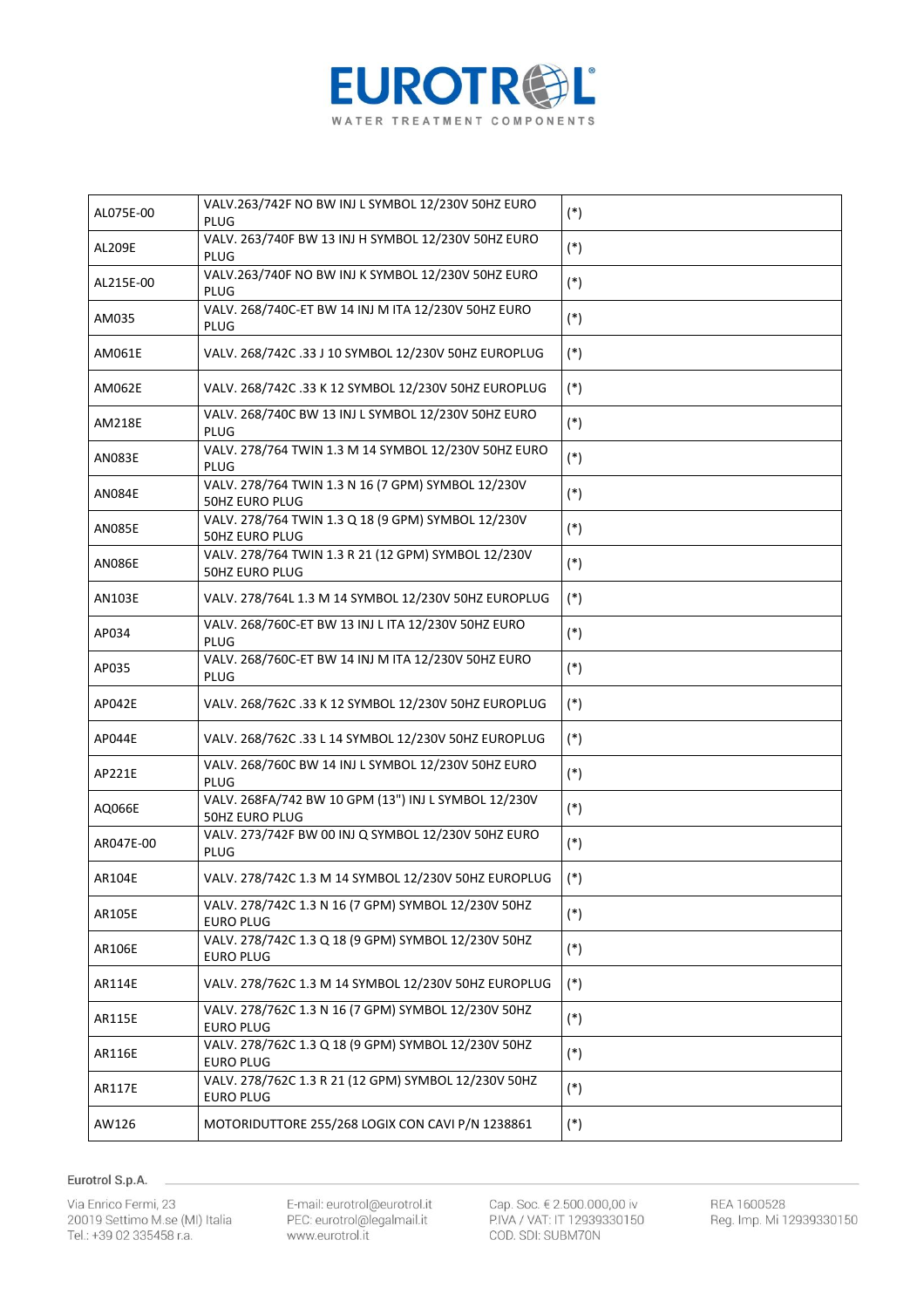| AL075E-00 | VALV.263/742F NO BW INJ L SYMBOL 12/230V 50HZ EURO PLUG | (*) |
|---|---|---|
| AL209E | VALV. 263/740F BW 13 INJ H SYMBOL 12/230V 50HZ EURO PLUG | (*) |
| AL215E-00 | VALV.263/740F NO BW INJ K SYMBOL 12/230V 50HZ EURO PLUG | (*) |
| AM035 | VALV. 268/740C-ET BW 14 INJ M ITA 12/230V 50HZ EURO PLUG | (*) |
| AM061E | VALV. 268/742C .33 J 10 SYMBOL 12/230V 50HZ EUROPLUG | (*) |
| AM062E | VALV. 268/742C .33 K 12 SYMBOL 12/230V 50HZ EUROPLUG | (*) |
| AM218E | VALV. 268/740C BW 13 INJ L SYMBOL 12/230V 50HZ EURO PLUG | (*) |
| AN083E | VALV. 278/764 TWIN 1.3 M 14 SYMBOL 12/230V 50HZ EURO PLUG | (*) |
| AN084E | VALV. 278/764 TWIN 1.3 N 16 (7 GPM) SYMBOL 12/230V 50HZ EURO PLUG | (*) |
| AN085E | VALV. 278/764 TWIN 1.3 Q 18 (9 GPM) SYMBOL 12/230V 50HZ EURO PLUG | (*) |
| AN086E | VALV. 278/764 TWIN 1.3 R 21 (12 GPM) SYMBOL 12/230V 50HZ EURO PLUG | (*) |
| AN103E | VALV. 278/764L 1.3 M 14 SYMBOL 12/230V 50HZ EUROPLUG | (*) |
| AP034 | VALV. 268/760C-ET BW 13 INJ L ITA 12/230V 50HZ EURO PLUG | (*) |
| AP035 | VALV. 268/760C-ET BW 14 INJ M ITA 12/230V 50HZ EURO PLUG | (*) |
| AP042E | VALV. 268/762C .33 K 12 SYMBOL 12/230V 50HZ EUROPLUG | (*) |
| AP044E | VALV. 268/762C .33 L 14 SYMBOL 12/230V 50HZ EUROPLUG | (*) |
| AP221E | VALV. 268/760C BW 14 INJ L SYMBOL 12/230V 50HZ EURO PLUG | (*) |
| AQ066E | VALV. 268FA/742 BW 10 GPM (13") INJ L SYMBOL 12/230V 50HZ EURO PLUG | (*) |
| AR047E-00 | VALV. 273/742F BW 00 INJ Q SYMBOL 12/230V 50HZ EURO PLUG | (*) |
| AR104E | VALV. 278/742C 1.3 M 14 SYMBOL 12/230V 50HZ EUROPLUG | (*) |
| AR105E | VALV. 278/742C 1.3 N 16 (7 GPM) SYMBOL 12/230V 50HZ EURO PLUG | (*) |
| AR106E | VALV. 278/742C 1.3 Q 18 (9 GPM) SYMBOL 12/230V 50HZ EURO PLUG | (*) |
| AR114E | VALV. 278/762C 1.3 M 14 SYMBOL 12/230V 50HZ EUROPLUG | (*) |
| AR115E | VALV. 278/762C 1.3 N 16 (7 GPM) SYMBOL 12/230V 50HZ EURO PLUG | (*) |
| AR116E | VALV. 278/762C 1.3 Q 18 (9 GPM) SYMBOL 12/230V 50HZ EURO PLUG | (*) |
| AR117E | VALV. 278/762C 1.3 R 21 (12 GPM) SYMBOL 12/230V 50HZ EURO PLUG | (*) |
| AW126 | MOTORIDUTTORE 255/268 LOGIX CON CAVI P/N 1238861 | (*) |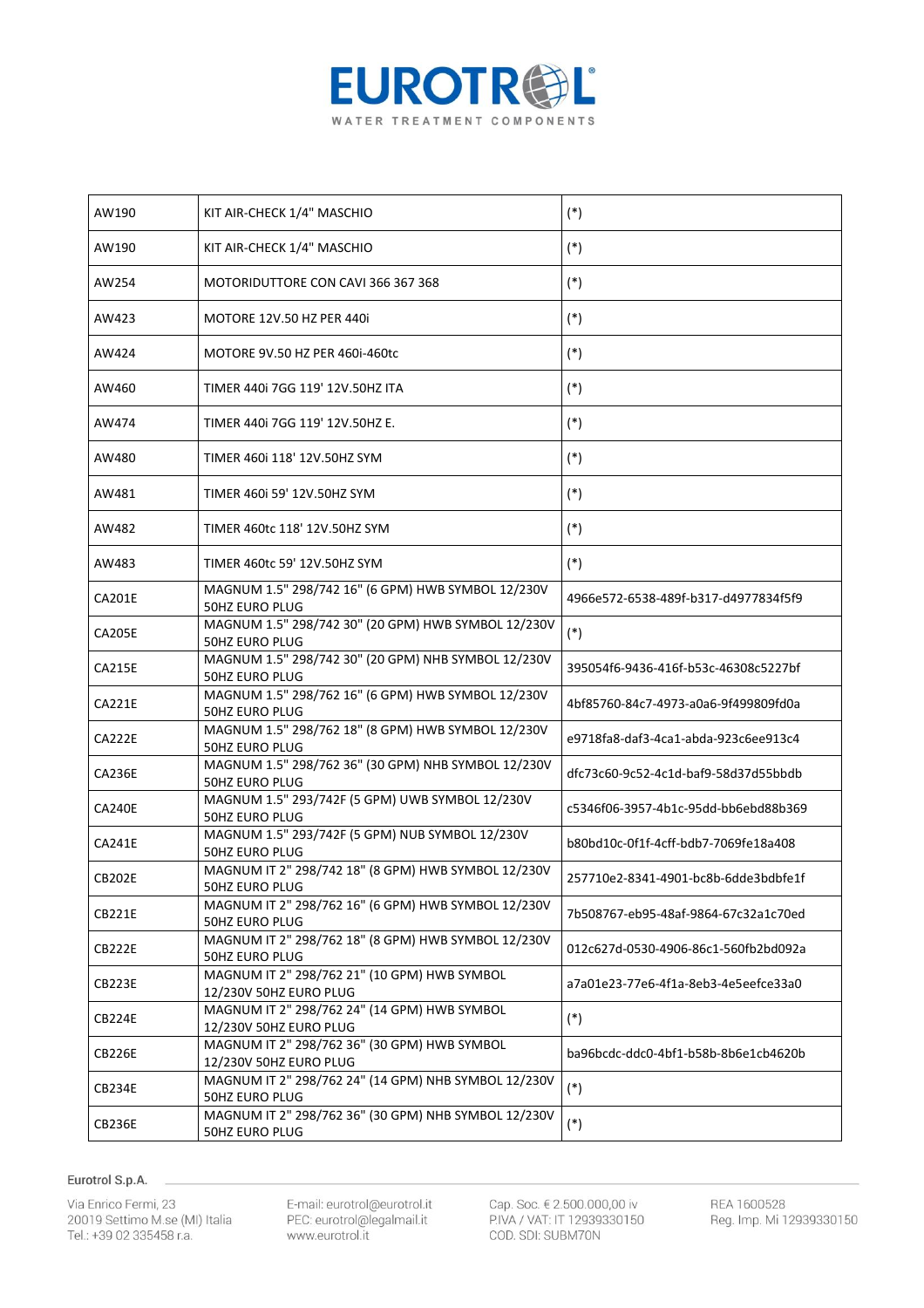| AW190 | KIT AIR-CHECK 1/4" MASCHIO | (*) |
|---|---|---|
| AW190 | KIT AIR-CHECK 1/4" MASCHIO | (*) |
| AW254 | MOTORIDUTTORE CON CAVI 366 367 368 | (*) |
| AW423 | MOTORE 12V.50 HZ PER 440i | (*) |
| AW424 | MOTORE 9V.50 HZ PER 460i-460tc | (*) |
| AW460 | TIMER 440i 7GG 119' 12V.50HZ ITA | (*) |
| AW474 | TIMER 440i 7GG 119' 12V.50HZ E. | (*) |
| AW480 | TIMER 460i 118' 12V.50HZ SYM | (*) |
| AW481 | TIMER 460i 59' 12V.50HZ SYM | (*) |
| AW482 | TIMER 460tc 118' 12V.50HZ SYM | (*) |
| AW483 | TIMER 460tc 59' 12V.50HZ SYM | (*) |
| CA201E | MAGNUM 1.5" 298/742 16" (6 GPM) HWB SYMBOL 12/230V 50HZ EURO PLUG | 4966e572-6538-489f-b317-d4977834f5f9 |
| CA205E | MAGNUM 1.5" 298/742 30" (20 GPM) HWB SYMBOL 12/230V 50HZ EURO PLUG | (*) |
| CA215E | MAGNUM 1.5" 298/742 30" (20 GPM) NHB SYMBOL 12/230V 50HZ EURO PLUG | 395054f6-9436-416f-b53c-46308c5227bf |
| CA221E | MAGNUM 1.5" 298/762 16" (6 GPM) HWB SYMBOL 12/230V 50HZ EURO PLUG | 4bf85760-84c7-4973-a0a6-9f499809fd0a |
| CA222E | MAGNUM 1.5" 298/762 18" (8 GPM) HWB SYMBOL 12/230V 50HZ EURO PLUG | e9718fa8-daf3-4ca1-abda-923c6ee913c4 |
| CA236E | MAGNUM 1.5" 298/762 36" (30 GPM) NHB SYMBOL 12/230V 50HZ EURO PLUG | dfc73c60-9c52-4c1d-baf9-58d37d55bbdb |
| CA240E | MAGNUM 1.5" 293/742F (5 GPM) UWB SYMBOL 12/230V 50HZ EURO PLUG | c5346f06-3957-4b1c-95dd-bb6ebd88b369 |
| CA241E | MAGNUM 1.5" 293/742F (5 GPM) NUB SYMBOL 12/230V 50HZ EURO PLUG | b80bd10c-0f1f-4cff-bdb7-7069fe18a408 |
| CB202E | MAGNUM IT 2" 298/742 18" (8 GPM) HWB SYMBOL 12/230V 50HZ EURO PLUG | 257710e2-8341-4901-bc8b-6dde3bdbfe1f |
| CB221E | MAGNUM IT 2" 298/762 16" (6 GPM) HWB SYMBOL 12/230V 50HZ EURO PLUG | 7b508767-eb95-48af-9864-67c32a1c70ed |
| CB222E | MAGNUM IT 2" 298/762 18" (8 GPM) HWB SYMBOL 12/230V 50HZ EURO PLUG | 012c627d-0530-4906-86c1-560fb2bd092a |
| CB223E | MAGNUM IT 2" 298/762 21" (10 GPM) HWB SYMBOL 12/230V 50HZ EURO PLUG | a7a01e23-77e6-4f1a-8eb3-4e5eefce33a0 |
| CB224E | MAGNUM IT 2" 298/762 24" (14 GPM) HWB SYMBOL 12/230V 50HZ EURO PLUG | (*) |
| CB226E | MAGNUM IT 2" 298/762 36" (30 GPM) HWB SYMBOL 12/230V 50HZ EURO PLUG | ba96bcdc-ddc0-4bf1-b58b-8b6e1cb4620b |
| CB234E | MAGNUM IT 2" 298/762 24" (14 GPM) NHB SYMBOL 12/230V 50HZ EURO PLUG | (*) |
| CB236E | MAGNUM IT 2" 298/762 36" (30 GPM) NHB SYMBOL 12/230V 50HZ EURO PLUG | (*) |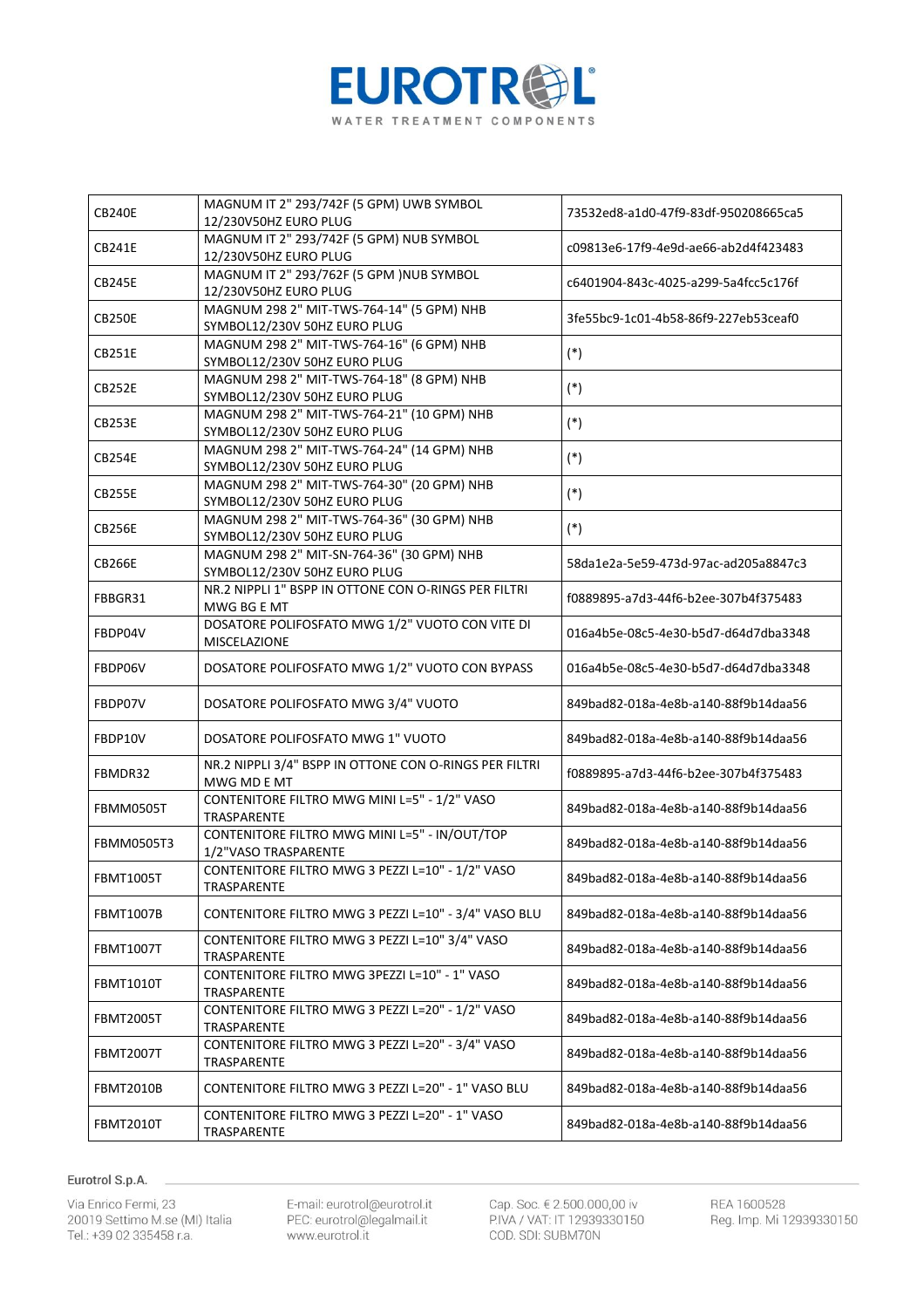| CB240E | MAGNUM IT 2" 293/742F (5 GPM) UWB SYMBOL 12/230V50HZ EURO PLUG | 73532ed8-a1d0-47f9-83df-950208665ca5 |
|---|---|---|
| CB241E | MAGNUM IT 2" 293/742F (5 GPM) NUB SYMBOL 12/230V50HZ EURO PLUG | c09813e6-17f9-4e9d-ae66-ab2d4f423483 |
| CB245E | MAGNUM IT 2" 293/762F (5 GPM )NUB SYMBOL 12/230V50HZ EURO PLUG | c6401904-843c-4025-a299-5a4fcc5c176f |
| CB250E | MAGNUM 298 2" MIT-TWS-764-14" (5 GPM) NHB SYMBOL12/230V 50HZ EURO PLUG | 3fe55bc9-1c01-4b58-86f9-227eb53ceaf0 |
| CB251E | MAGNUM 298 2" MIT-TWS-764-16" (6 GPM) NHB SYMBOL12/230V 50HZ EURO PLUG | (*) |
| CB252E | MAGNUM 298 2" MIT-TWS-764-18" (8 GPM) NHB SYMBOL12/230V 50HZ EURO PLUG | (*) |
| CB253E | MAGNUM 298 2" MIT-TWS-764-21" (10 GPM) NHB SYMBOL12/230V 50HZ EURO PLUG | (*) |
| CB254E | MAGNUM 298 2" MIT-TWS-764-24" (14 GPM) NHB SYMBOL12/230V 50HZ EURO PLUG | (*) |
| CB255E | MAGNUM 298 2" MIT-TWS-764-30" (20 GPM) NHB SYMBOL12/230V 50HZ EURO PLUG | (*) |
| CB256E | MAGNUM 298 2" MIT-TWS-764-36" (30 GPM) NHB SYMBOL12/230V 50HZ EURO PLUG | (*) |
| CB266E | MAGNUM 298 2" MIT-SN-764-36" (30 GPM) NHB SYMBOL12/230V 50HZ EURO PLUG | 58da1e2a-5e59-473d-97ac-ad205a8847c3 |
| FBBGR31 | NR.2 NIPPLI 1" BSPP IN OTTONE CON O-RINGS PER FILTRI MWG BG E MT | f0889895-a7d3-44f6-b2ee-307b4f375483 |
| FBDP04V | DOSATORE POLIFOSFATO MWG 1/2" VUOTO CON VITE DI MISCELAZIONE | 016a4b5e-08c5-4e30-b5d7-d64d7dba3348 |
| FBDP06V | DOSATORE POLIFOSFATO MWG 1/2" VUOTO CON BYPASS | 016a4b5e-08c5-4e30-b5d7-d64d7dba3348 |
| FBDP07V | DOSATORE POLIFOSFATO MWG 3/4" VUOTO | 849bad82-018a-4e8b-a140-88f9b14daa56 |
| FBDP10V | DOSATORE POLIFOSFATO MWG 1" VUOTO | 849bad82-018a-4e8b-a140-88f9b14daa56 |
| FBMDR32 | NR.2 NIPPLI 3/4" BSPP IN OTTONE CON O-RINGS PER FILTRI MWG MD E MT | f0889895-a7d3-44f6-b2ee-307b4f375483 |
| FBMM0505T | CONTENITORE FILTRO MWG MINI L=5" - 1/2" VASO TRASPARENTE | 849bad82-018a-4e8b-a140-88f9b14daa56 |
| FBMM0505T3 | CONTENITORE FILTRO MWG MINI L=5" - IN/OUT/TOP 1/2"VASO TRASPARENTE | 849bad82-018a-4e8b-a140-88f9b14daa56 |
| FBMT1005T | CONTENITORE FILTRO MWG 3 PEZZI L=10" - 1/2" VASO TRASPARENTE | 849bad82-018a-4e8b-a140-88f9b14daa56 |
| FBMT1007B | CONTENITORE FILTRO MWG 3 PEZZI L=10" - 3/4" VASO BLU | 849bad82-018a-4e8b-a140-88f9b14daa56 |
| FBMT1007T | CONTENITORE FILTRO MWG 3 PEZZI L=10" 3/4" VASO TRASPARENTE | 849bad82-018a-4e8b-a140-88f9b14daa56 |
| FBMT1010T | CONTENITORE FILTRO MWG 3PEZZI L=10" - 1" VASO TRASPARENTE | 849bad82-018a-4e8b-a140-88f9b14daa56 |
| FBMT2005T | CONTENITORE FILTRO MWG 3 PEZZI L=20" - 1/2" VASO TRASPARENTE | 849bad82-018a-4e8b-a140-88f9b14daa56 |
| FBMT2007T | CONTENITORE FILTRO MWG 3 PEZZI L=20" - 3/4" VASO TRASPARENTE | 849bad82-018a-4e8b-a140-88f9b14daa56 |
| FBMT2010B | CONTENITORE FILTRO MWG 3 PEZZI L=20" - 1" VASO BLU | 849bad82-018a-4e8b-a140-88f9b14daa56 |
| FBMT2010T | CONTENITORE FILTRO MWG 3 PEZZI L=20" - 1" VASO TRASPARENTE | 849bad82-018a-4e8b-a140-88f9b14daa56 |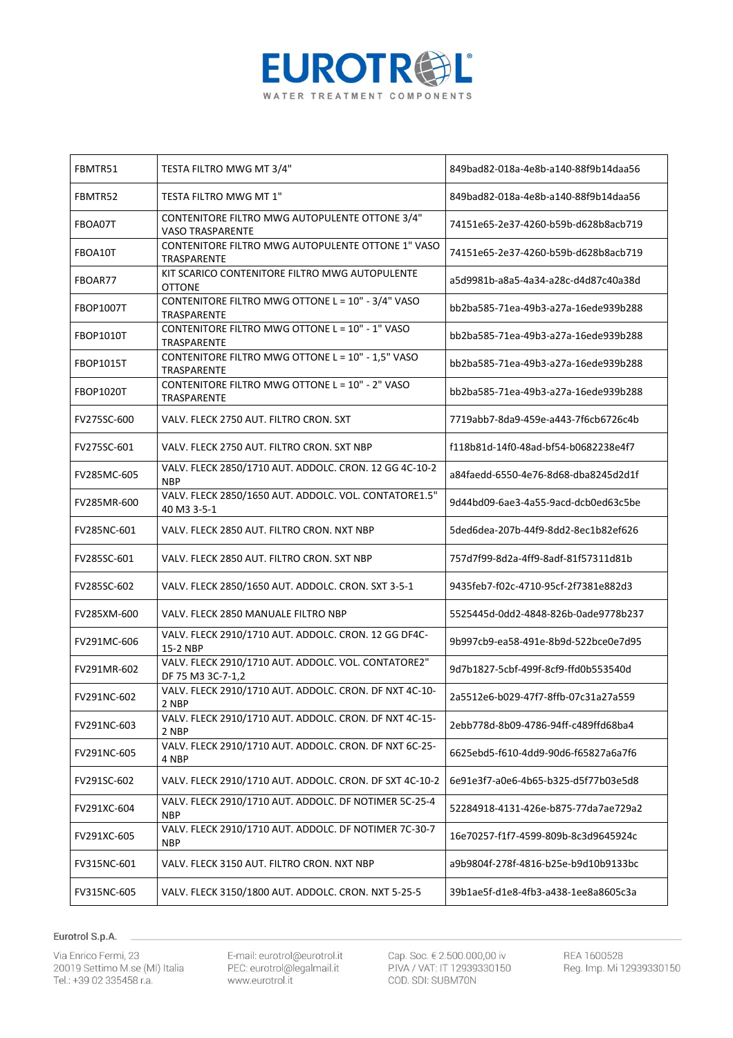| FBMTR51 | TESTA FILTRO MWG MT 3/4" | 849bad82-018a-4e8b-a140-88f9b14daa56 |
|---|---|---|
| FBMTR52 | TESTA FILTRO MWG MT 1" | 849bad82-018a-4e8b-a140-88f9b14daa56 |
| FBOA07T | CONTENITORE FILTRO MWG AUTOPULENTE OTTONE 3/4" VASO TRASPARENTE | 74151e65-2e37-4260-b59b-d628b8acb719 |
| FBOA10T | CONTENITORE FILTRO MWG AUTOPULENTE OTTONE 1" VASO TRASPARENTE | 74151e65-2e37-4260-b59b-d628b8acb719 |
| FBOAR77 | KIT SCARICO CONTENITORE FILTRO MWG AUTOPULENTE OTTONE | a5d9981b-a8a5-4a34-a28c-d4d87c40a38d |
| FBOP1007T | CONTENITORE FILTRO MWG OTTONE L = 10" - 3/4" VASO TRASPARENTE | bb2ba585-71ea-49b3-a27a-16ede939b288 |
| FBOP1010T | CONTENITORE FILTRO MWG OTTONE L = 10" - 1" VASO TRASPARENTE | bb2ba585-71ea-49b3-a27a-16ede939b288 |
| FBOP1015T | CONTENITORE FILTRO MWG OTTONE L = 10" - 1,5" VASO TRASPARENTE | bb2ba585-71ea-49b3-a27a-16ede939b288 |
| FBOP1020T | CONTENITORE FILTRO MWG OTTONE L = 10" - 2" VASO TRASPARENTE | bb2ba585-71ea-49b3-a27a-16ede939b288 |
| FV275SC-600 | VALV. FLECK 2750 AUT. FILTRO CRON. SXT | 7719abb7-8da9-459e-a443-7f6cb6726c4b |
| FV275SC-601 | VALV. FLECK 2750 AUT. FILTRO CRON. SXT NBP | f118b81d-14f0-48ad-bf54-b0682238e4f7 |
| FV285MC-605 | VALV. FLECK 2850/1710 AUT. ADDOLC. CRON. 12 GG 4C-10-2 NBP | a84faedd-6550-4e76-8d68-dba8245d2d1f |
| FV285MR-600 | VALV. FLECK 2850/1650 AUT. ADDOLC. VOL. CONTATORE1.5" 40 M3 3-5-1 | 9d44bd09-6ae3-4a55-9acd-dcb0ed63c5be |
| FV285NC-601 | VALV. FLECK 2850 AUT. FILTRO CRON. NXT NBP | 5ded6dea-207b-44f9-8dd2-8ec1b82ef626 |
| FV285SC-601 | VALV. FLECK 2850 AUT. FILTRO CRON. SXT NBP | 757d7f99-8d2a-4ff9-8adf-81f57311d81b |
| FV285SC-602 | VALV. FLECK 2850/1650 AUT. ADDOLC. CRON. SXT 3-5-1 | 9435feb7-f02c-4710-95cf-2f7381e882d3 |
| FV285XM-600 | VALV. FLECK 2850 MANUALE FILTRO NBP | 5525445d-0dd2-4848-826b-0ade9778b237 |
| FV291MC-606 | VALV. FLECK 2910/1710 AUT. ADDOLC. CRON. 12 GG DF4C-15-2 NBP | 9b997cb9-ea58-491e-8b9d-522bce0e7d95 |
| FV291MR-602 | VALV. FLECK 2910/1710 AUT. ADDOLC. VOL. CONTATORE2" DF 75 M3 3C-7-1,2 | 9d7b1827-5cbf-499f-8cf9-ffd0b553540d |
| FV291NC-602 | VALV. FLECK 2910/1710 AUT. ADDOLC. CRON. DF NXT 4C-10-2 NBP | 2a5512e6-b029-47f7-8ffb-07c31a27a559 |
| FV291NC-603 | VALV. FLECK 2910/1710 AUT. ADDOLC. CRON. DF NXT 4C-15-2 NBP | 2ebb778d-8b09-4786-94ff-c489ffd68ba4 |
| FV291NC-605 | VALV. FLECK 2910/1710 AUT. ADDOLC. CRON. DF NXT 6C-25-4 NBP | 6625ebd5-f610-4dd9-90d6-f65827a6a7f6 |
| FV291SC-602 | VALV. FLECK 2910/1710 AUT. ADDOLC. CRON. DF SXT 4C-10-2 | 6e91e3f7-a0e6-4b65-b325-d5f77b03e5d8 |
| FV291XC-604 | VALV. FLECK 2910/1710 AUT. ADDOLC. DF NOTIMER 5C-25-4 NBP | 52284918-4131-426e-b875-77da7ae729a2 |
| FV291XC-605 | VALV. FLECK 2910/1710 AUT. ADDOLC. DF NOTIMER 7C-30-7 NBP | 16e70257-f1f7-4599-809b-8c3d9645924c |
| FV315NC-601 | VALV. FLECK 3150 AUT. FILTRO CRON. NXT NBP | a9b9804f-278f-4816-b25e-b9d10b9133bc |
| FV315NC-605 | VALV. FLECK 3150/1800 AUT. ADDOLC. CRON. NXT 5-25-5 | 39b1ae5f-d1e8-4fb3-a438-1ee8a8605c3a |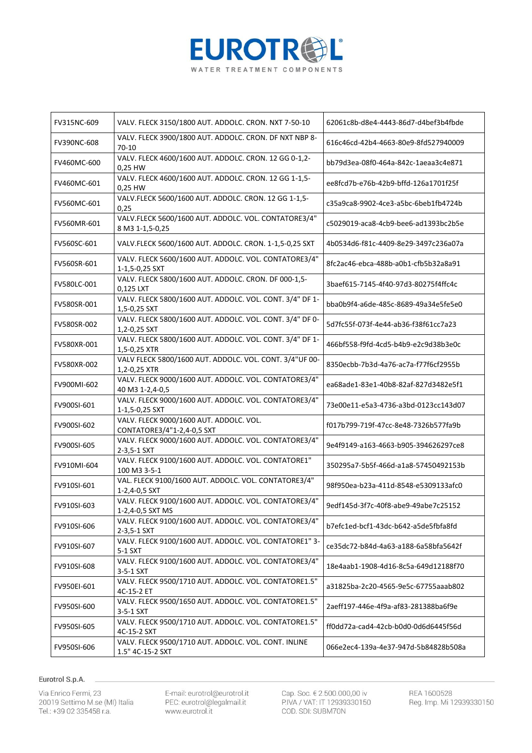| FV315NC-609 | VALV. FLECK 3150/1800 AUT. ADDOLC. CRON. NXT 7-50-10 | 62061c8b-d8e4-4443-86d7-d4bef3b4fbde |
|---|---|---|
| FV390NC-608 | VALV. FLECK 3900/1800 AUT. ADDOLC. CRON. DF NXT NBP 8-70-10 | 616c46cd-42b4-4663-80e9-8fd527940009 |
| FV460MC-600 | VALV. FLECK 4600/1600 AUT. ADDOLC. CRON. 12 GG 0-1,2-0,25 HW | bb79d3ea-08f0-464a-842c-1aeaa3c4e871 |
| FV460MC-601 | VALV. FLECK 4600/1600 AUT. ADDOLC. CRON. 12 GG 1-1,5-0,25 HW | ee8fcd7b-e76b-42b9-bffd-126a1701f25f |
| FV560MC-601 | VALV.FLECK 5600/1600 AUT. ADDOLC. CRON. 12 GG 1-1,5-0,25 | c35a9ca8-9902-4ce3-a5bc-6beb1fb4724b |
| FV560MR-601 | VALV.FLECK 5600/1600 AUT. ADDOLC. VOL. CONTATORE3/4" 8 M3 1-1,5-0,25 | c5029019-aca8-4cb9-bee6-ad1393bc2b5e |
| FV560SC-601 | VALV.FLECK 5600/1600 AUT. ADDOLC. CRON. 1-1,5-0,25 SXT | 4b0534d6-f81c-4409-8e29-3497c236a07a |
| FV560SR-601 | VALV. FLECK 5600/1600 AUT. ADDOLC. VOL. CONTATORE3/4" 1-1,5-0,25 SXT | 8fc2ac46-ebca-488b-a0b1-cfb5b32a8a91 |
| FV580LC-001 | VALV. FLECK 5800/1600 AUT. ADDOLC. CRON. DF 000-1,5-0,125 LXT | 3baef615-7145-4f40-97d3-80275f4ffc4c |
| FV580SR-001 | VALV. FLECK 5800/1600 AUT. ADDOLC. VOL. CONT. 3/4" DF 1-1,5-0,25 SXT | bba0b9f4-a6de-485c-8689-49a34e5fe5e0 |
| FV580SR-002 | VALV. FLECK 5800/1600 AUT. ADDOLC. VOL. CONT. 3/4" DF 0-1,2-0,25 SXT | 5d7fc55f-073f-4e44-ab36-f38f61cc7a23 |
| FV580XR-001 | VALV. FLECK 5800/1600 AUT. ADDOLC. VOL. CONT. 3/4" DF 1-1,5-0,25 XTR | 466bf558-f9fd-4cd5-b4b9-e2c9d38b3e0c |
| FV580XR-002 | VALV FLECK 5800/1600 AUT. ADDOLC. VOL. CONT. 3/4"UF 00-1,2-0,25 XTR | 8350ecbb-7b3d-4a76-ac7a-f77f6cf2955b |
| FV900MI-602 | VALV. FLECK 9000/1600 AUT. ADDOLC. VOL. CONTATORE3/4" 40 M3 1-2,4-0,5 | ea68ade1-83e1-40b8-82af-827d3482e5f1 |
| FV900SI-601 | VALV. FLECK 9000/1600 AUT. ADDOLC. VOL. CONTATORE3/4" 1-1,5-0,25 SXT | 73e00e11-e5a3-4736-a3bd-0123cc143d07 |
| FV900SI-602 | VALV. FLECK 9000/1600 AUT. ADDOLC. VOL. CONTATORE3/4"1-2,4-0,5 SXT | f017b799-719f-47cc-8e48-7326b577fa9b |
| FV900SI-605 | VALV. FLECK 9000/1600 AUT. ADDOLC. VOL. CONTATORE3/4" 2-3,5-1 SXT | 9e4f9149-a163-4663-b905-394626297ce8 |
| FV910MI-604 | VALV. FLECK 9100/1600 AUT. ADDOLC. VOL. CONTATORE1" 100 M3 3-5-1 | 350295a7-5b5f-466d-a1a8-57450492153b |
| FV910SI-601 | VAL. FLECK 9100/1600 AUT. ADDOLC. VOL. CONTATORE3/4" 1-2,4-0,5 SXT | 98f950ea-b23a-411d-8548-e5309133afc0 |
| FV910SI-603 | VALV. FLECK 9100/1600 AUT. ADDOLC. VOL. CONTATORE3/4" 1-2,4-0,5 SXT MS | 9edf145d-3f7c-40f8-abe9-49abe7c25152 |
| FV910SI-606 | VALV. FLECK 9100/1600 AUT. ADDOLC. VOL. CONTATORE3/4" 2-3,5-1 SXT | b7efc1ed-bcf1-43dc-b642-a5de5fbfa8fd |
| FV910SI-607 | VALV. FLECK 9100/1600 AUT. ADDOLC. VOL. CONTATORE1" 3-5-1 SXT | ce35dc72-b84d-4a63-a188-6a58bfa5642f |
| FV910SI-608 | VALV. FLECK 9100/1600 AUT. ADDOLC. VOL. CONTATORE3/4" 3-5-1 SXT | 18e4aab1-1908-4d16-8c5a-649d12188f70 |
| FV950EI-601 | VALV. FLECK 9500/1710 AUT. ADDOLC. VOL. CONTATORE1.5" 4C-15-2 ET | a31825ba-2c20-4565-9e5c-67755aaab802 |
| FV950SI-600 | VALV. FLECK 9500/1650 AUT. ADDOLC. VOL. CONTATORE1.5" 3-5-1 SXT | 2aeff197-446e-4f9a-af83-281388ba6f9e |
| FV950SI-605 | VALV. FLECK 9500/1710 AUT. ADDOLC. VOL. CONTATORE1.5" 4C-15-2 SXT | ff0dd72a-cad4-42cb-b0d0-0d6d6445f56d |
| FV950SI-606 | VALV. FLECK 9500/1710 AUT. ADDOLC. VOL. CONT. INLINE 1.5" 4C-15-2 SXT | 066e2ec4-139a-4e37-947d-5b84828b508a |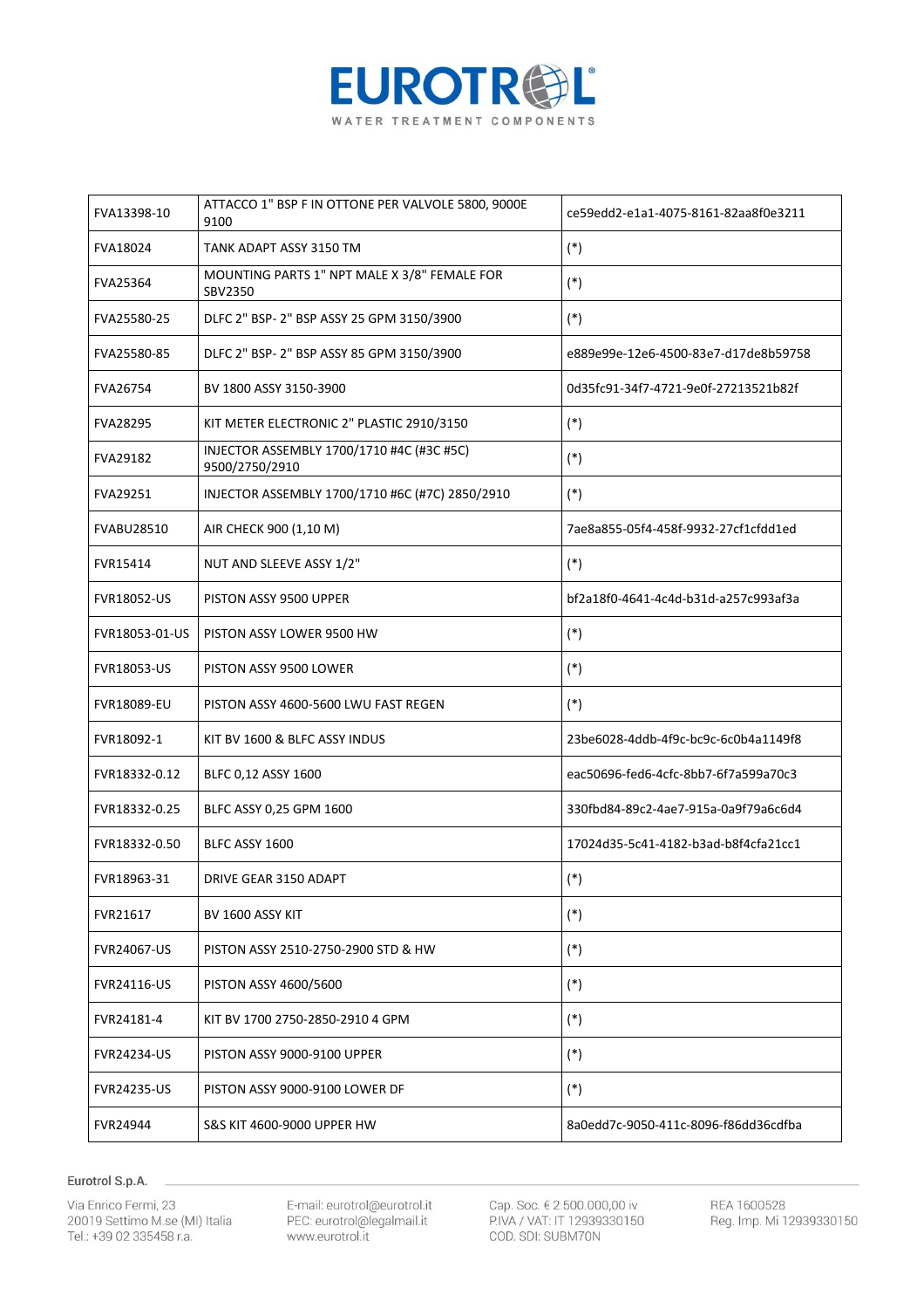| FVA13398-10 | ATTACCO 1" BSP F IN OTTONE PER VALVOLE 5800, 9000E 9100 | ce59edd2-e1a1-4075-8161-82aa8f0e3211 |
|---|---|---|
| FVA18024 | TANK ADAPT ASSY 3150 TM | (*) |
| FVA25364 | MOUNTING PARTS 1" NPT MALE X 3/8" FEMALE FOR SBV2350 | (*) |
| FVA25580-25 | DLFC 2" BSP- 2" BSP ASSY 25 GPM 3150/3900 | (*) |
| FVA25580-85 | DLFC 2" BSP- 2" BSP ASSY 85 GPM 3150/3900 | e889e99e-12e6-4500-83e7-d17de8b59758 |
| FVA26754 | BV 1800 ASSY 3150-3900 | 0d35fc91-34f7-4721-9e0f-27213521b82f |
| FVA28295 | KIT METER ELECTRONIC 2" PLASTIC 2910/3150 | (*) |
| FVA29182 | INJECTOR ASSEMBLY 1700/1710 #4C (#3C #5C) 9500/2750/2910 | (*) |
| FVA29251 | INJECTOR ASSEMBLY 1700/1710 #6C (#7C) 2850/2910 | (*) |
| FVABU28510 | AIR CHECK 900 (1,10 M) | 7ae8a855-05f4-458f-9932-27cf1cfdd1ed |
| FVR15414 | NUT AND SLEEVE ASSY 1/2" | (*) |
| FVR18052-US | PISTON ASSY 9500 UPPER | bf2a18f0-4641-4c4d-b31d-a257c993af3a |
| FVR18053-01-US | PISTON ASSY LOWER 9500 HW | (*) |
| FVR18053-US | PISTON ASSY 9500 LOWER | (*) |
| FVR18089-EU | PISTON ASSY 4600-5600 LWU FAST REGEN | (*) |
| FVR18092-1 | KIT BV 1600 & BLFC ASSY INDUS | 23be6028-4ddb-4f9c-bc9c-6c0b4a1149f8 |
| FVR18332-0.12 | BLFC 0,12 ASSY 1600 | eac50696-fed6-4cfc-8bb7-6f7a599a70c3 |
| FVR18332-0.25 | BLFC ASSY 0,25 GPM 1600 | 330fbd84-89c2-4ae7-915a-0a9f79a6c6d4 |
| FVR18332-0.50 | BLFC ASSY 1600 | 17024d35-5c41-4182-b3ad-b8f4cfa21cc1 |
| FVR18963-31 | DRIVE GEAR 3150 ADAPT | (*) |
| FVR21617 | BV 1600 ASSY KIT | (*) |
| FVR24067-US | PISTON ASSY 2510-2750-2900 STD & HW | (*) |
| FVR24116-US | PISTON ASSY 4600/5600 | (*) |
| FVR24181-4 | KIT BV 1700 2750-2850-2910 4 GPM | (*) |
| FVR24234-US | PISTON ASSY 9000-9100 UPPER | (*) |
| FVR24235-US | PISTON ASSY 9000-9100 LOWER DF | (*) |
| FVR24944 | S&S KIT 4600-9000 UPPER HW | 8a0edd7c-9050-411c-8096-f86dd36cdfba |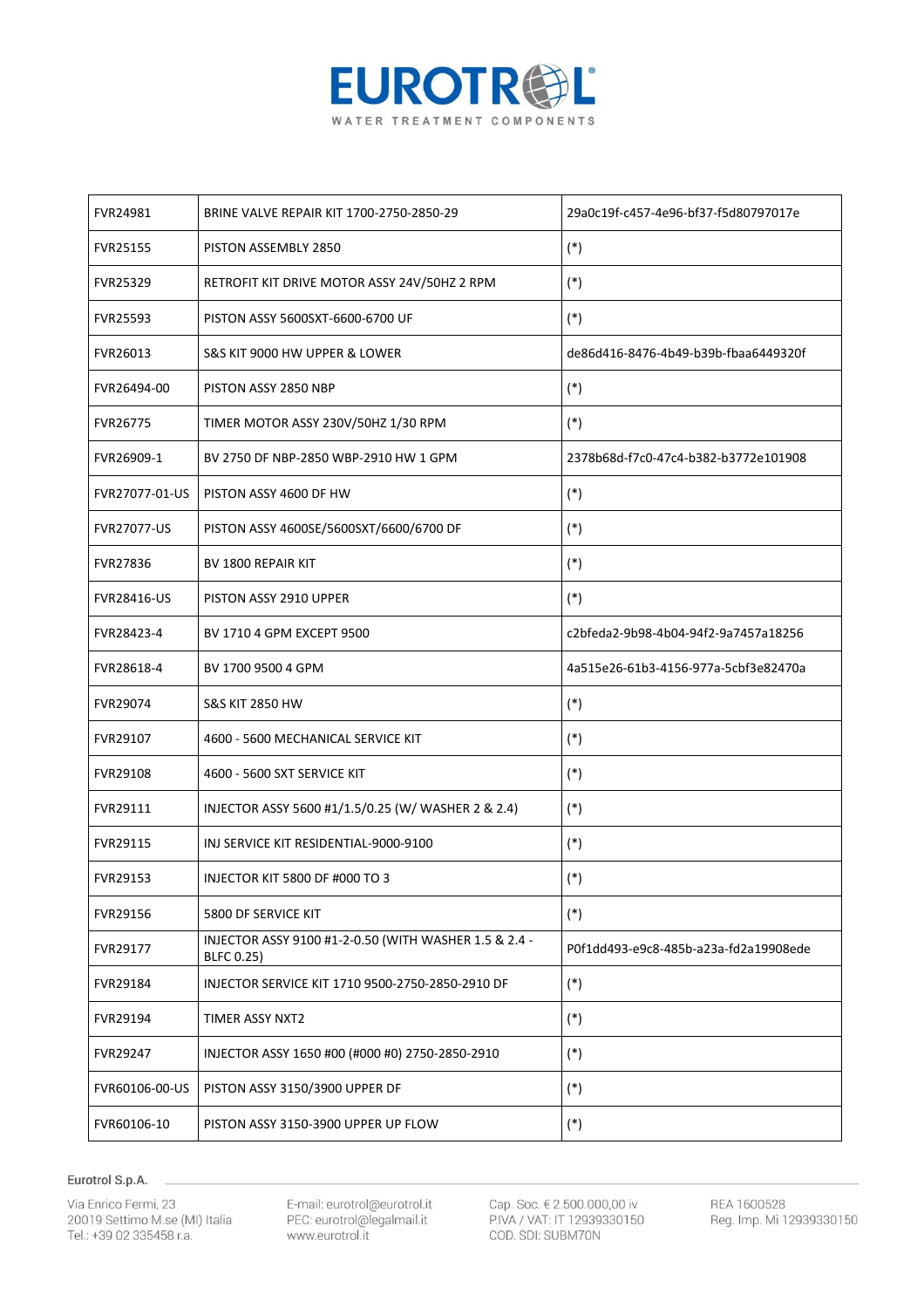| FVR24981 | BRINE VALVE REPAIR KIT 1700-2750-2850-29 | 29a0c19f-c457-4e96-bf37-f5d80797017e |
|---|---|---|
| FVR25155 | PISTON ASSEMBLY 2850 | (*) |
| FVR25329 | RETROFIT KIT DRIVE MOTOR ASSY 24V/50HZ 2 RPM | (*) |
| FVR25593 | PISTON ASSY 5600SXT-6600-6700 UF | (*) |
| FVR26013 | S&S KIT 9000 HW UPPER & LOWER | de86d416-8476-4b49-b39b-fbaa6449320f |
| FVR26494-00 | PISTON ASSY 2850 NBP | (*) |
| FVR26775 | TIMER MOTOR ASSY 230V/50HZ 1/30 RPM | (*) |
| FVR26909-1 | BV 2750 DF NBP-2850 WBP-2910 HW 1 GPM | 2378b68d-f7c0-47c4-b382-b3772e101908 |
| FVR27077-01-US | PISTON ASSY 4600 DF HW | (*) |
| FVR27077-US | PISTON ASSY 4600SE/5600SXT/6600/6700 DF | (*) |
| FVR27836 | BV 1800 REPAIR KIT | (*) |
| FVR28416-US | PISTON ASSY 2910 UPPER | (*) |
| FVR28423-4 | BV 1710 4 GPM EXCEPT 9500 | c2bfeda2-9b98-4b04-94f2-9a7457a18256 |
| FVR28618-4 | BV 1700 9500 4 GPM | 4a515e26-61b3-4156-977a-5cbf3e82470a |
| FVR29074 | S&S KIT 2850 HW | (*) |
| FVR29107 | 4600 - 5600 MECHANICAL SERVICE KIT | (*) |
| FVR29108 | 4600 - 5600 SXT SERVICE KIT | (*) |
| FVR29111 | INJECTOR ASSY 5600 #1/1.5/0.25 (W/ WASHER 2 & 2.4) | (*) |
| FVR29115 | INJ SERVICE KIT RESIDENTIAL-9000-9100 | (*) |
| FVR29153 | INJECTOR KIT 5800 DF #000 TO 3 | (*) |
| FVR29156 | 5800 DF SERVICE KIT | (*) |
| FVR29177 | INJECTOR ASSY 9100 #1-2-0.50 (WITH WASHER 1.5 & 2.4 - BLFC 0.25) | P0f1dd493-e9c8-485b-a23a-fd2a19908ede |
| FVR29184 | INJECTOR SERVICE KIT 1710 9500-2750-2850-2910 DF | (*) |
| FVR29194 | TIMER ASSY NXT2 | (*) |
| FVR29247 | INJECTOR ASSY 1650 #00 (#000 #0) 2750-2850-2910 | (*) |
| FVR60106-00-US | PISTON ASSY 3150/3900 UPPER DF | (*) |
| FVR60106-10 | PISTON ASSY 3150-3900 UPPER UP FLOW | (*) |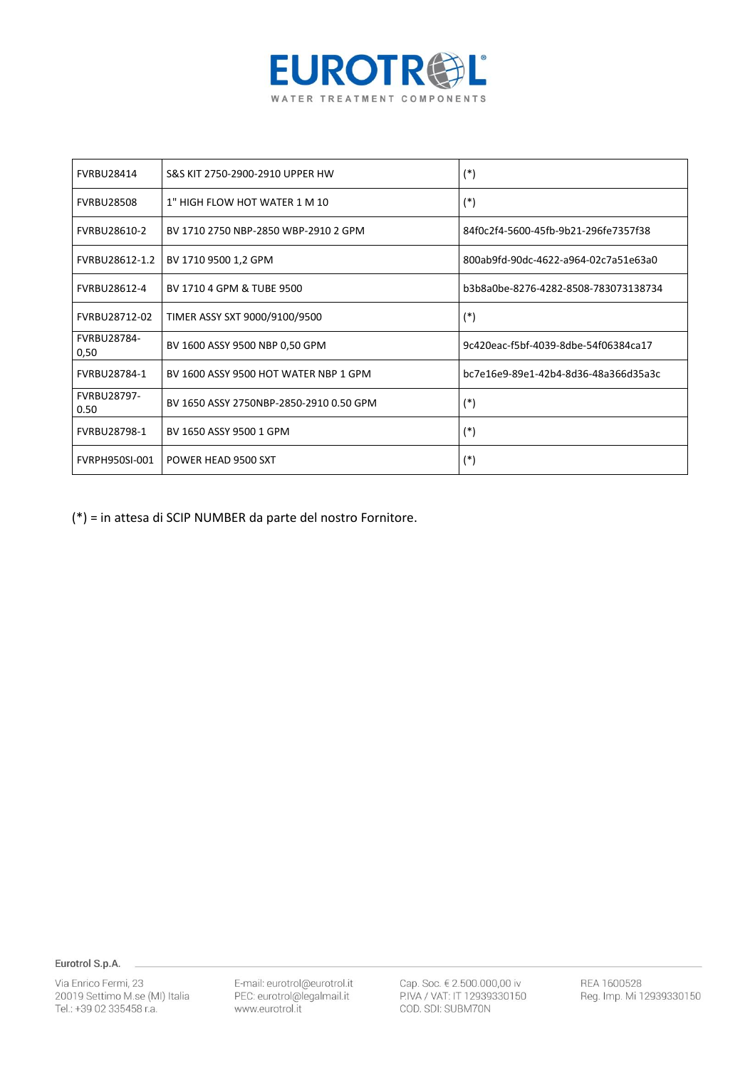| | | |
|---|---|---|
| FVRBU28414 | S&S KIT 2750-2900-2910 UPPER HW | (*) |
| FVRBU28508 | 1" HIGH FLOW HOT WATER 1 M 10 | (*) |
| FVRBU28610-2 | BV 1710 2750 NBP-2850 WBP-2910 2 GPM | 84f0c2f4-5600-45fb-9b21-296fe7357f38 |
| FVRBU28612-1.2 | BV 1710 9500 1,2 GPM | 800ab9fd-90dc-4622-a964-02c7a51e63a0 |
| FVRBU28612-4 | BV 1710 4 GPM & TUBE 9500 | b3b8a0be-8276-4282-8508-783073138734 |
| FVRBU28712-02 | TIMER ASSY SXT 9000/9100/9500 | (*) |
| FVRBU28784-0,50 | BV 1600 ASSY 9500 NBP 0,50 GPM | 9c420eac-f5bf-4039-8dbe-54f06384ca17 |
| FVRBU28784-1 | BV 1600 ASSY 9500 HOT WATER NBP 1 GPM | bc7e16e9-89e1-42b4-8d36-48a366d35a3c |
| FVRBU28797-0.50 | BV 1650 ASSY 2750NBP-2850-2910 0.50 GPM | (*) |
| FVRBU28798-1 | BV 1650 ASSY 9500 1 GPM | (*) |
| FVRPH950SI-001 | POWER HEAD 9500 SXT | (*) |

(*) = in attesa di SCIP NUMBER da parte del nostro Fornitore.